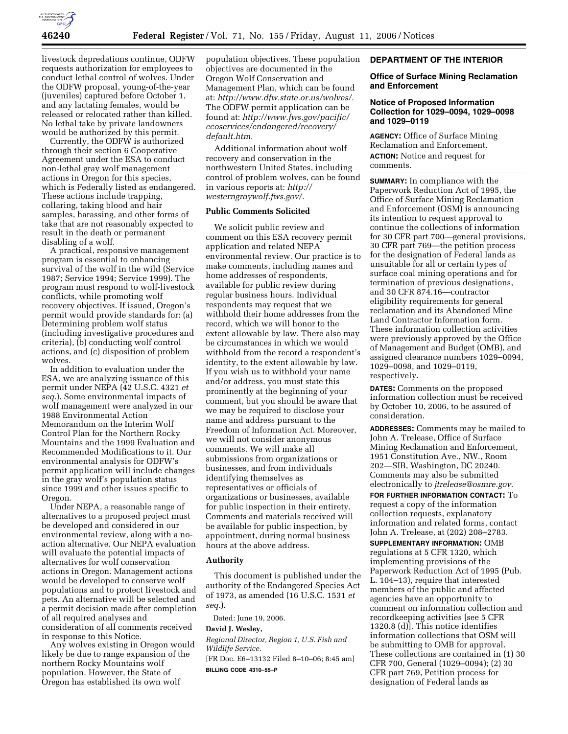livestock depredations continue, ODFW requests authorization for employees to conduct lethal control of wolves. Under the ODFW proposal, young-of-the-year (juveniles) captured before October 1, and any lactating females, would be released or relocated rather than killed. No lethal take by private landowners would be authorized by this permit.

Currently, the ODFW is authorized through their section 6 Cooperative Agreement under the ESA to conduct non-lethal gray wolf management actions in Oregon for this species, which is Federally listed as endangered. These actions include trapping, collaring, taking blood and hair samples, harassing, and other forms of take that are not reasonably expected to result in the death or permanent disabling of a wolf.

A practical, responsive management program is essential to enhancing survival of the wolf in the wild (Service 1987; Service 1994; Service 1999). The program must respond to wolf-livestock conflicts, while promoting wolf recovery objectives. If issued, Oregon's permit would provide standards for: (a) Determining problem wolf status (including investigative procedures and criteria), (b) conducting wolf control actions, and (c) disposition of problem wolves.

In addition to evaluation under the ESA, we are analyzing issuance of this permit under NEPA (42 U.S.C. 4321 *et seq.*). Some environmental impacts of wolf management were analyzed in our 1988 Environmental Action Memorandum on the Interim Wolf Control Plan for the Northern Rocky Mountains and the 1999 Evaluation and Recommended Modifications to it. Our environmental analysis for ODFW's permit application will include changes in the gray wolf's population status since 1999 and other issues specific to Oregon.

Under NEPA, a reasonable range of alternatives to a proposed project must be developed and considered in our environmental review, along with a no-action alternative. Our NEPA evaluation will evaluate the potential impacts of alternatives for wolf conservation actions in Oregon. Management actions would be developed to conserve wolf populations and to protect livestock and pets. An alternative will be selected and a permit decision made after completion of all required analyses and consideration of all comments received in response to this Notice.

Any wolves existing in Oregon would likely be due to range expansion of the northern Rocky Mountains wolf population. However, the State of Oregon has established its own wolf population objectives. These population objectives are documented in the Oregon Wolf Conservation and Management Plan, which can be found at: *http://www.dfw.state.or.us/wolves/*. The ODFW permit application can be found at: *http://www.fws.gov/pacific/ecoservices/endangered/recovery/default.htm*.

Additional information about wolf recovery and conservation in the northwestern United States, including control of problem wolves, can be found in various reports at: *http://westerngraywolf.fws.gov/*.

## Public Comments Solicited

We solicit public review and comment on this ESA recovery permit application and related NEPA environmental review. Our practice is to make comments, including names and home addresses of respondents, available for public review during regular business hours. Individual respondents may request that we withhold their home addresses from the record, which we will honor to the extent allowable by law. There also may be circumstances in which we would withhold from the record a respondent's identity, to the extent allowable by law. If you wish us to withhold your name and/or address, you must state this prominently at the beginning of your comment, but you should be aware that we may be required to disclose your name and address pursuant to the Freedom of Information Act. Moreover, we will not consider anonymous comments. We will make all submissions from organizations or businesses, and from individuals identifying themselves as representatives or officials of organizations or businesses, available for public inspection in their entirety. Comments and materials received will be available for public inspection, by appointment, during normal business hours at the above address.

## Authority

This document is published under the authority of the Endangered Species Act of 1973, as amended (16 U.S.C. 1531 *et seq.*).

Dated: June 19, 2006.

**David J. Wesley,**

*Regional Director, Region 1, U.S. Fish and Wildlife Service.*

[FR Doc. E6–13132 Filed 8–10–06; 8:45 am]

**BILLING CODE 4310–55–P**

# DEPARTMENT OF THE INTERIOR

## Office of Surface Mining Reclamation and Enforcement

## Notice of Proposed Information Collection for 1029–0094, 1029–0098 and 1029–0119

**AGENCY:** Office of Surface Mining Reclamation and Enforcement.

**ACTION:** Notice and request for comments.

**SUMMARY:** In compliance with the Paperwork Reduction Act of 1995, the Office of Surface Mining Reclamation and Enforcement (OSM) is announcing its intention to request approval to continue the collections of information for 30 CFR part 700—general provisions, 30 CFR part 769—the petition process for the designation of Federal lands as unsuitable for all or certain types of surface coal mining operations and for termination of previous designations, and 30 CFR 874.16—contractor eligibility requirements for general reclamation and its Abandoned Mine Land Contractor Information form. These information collection activities were previously approved by the Office of Management and Budget (OMB), and assigned clearance numbers 1029–0094, 1029–0098, and 1029–0119, respectively.

**DATES:** Comments on the proposed information collection must be received by October 10, 2006, to be assured of consideration.

**ADDRESSES:** Comments may be mailed to John A. Trelease, Office of Surface Mining Reclamation and Enforcement, 1951 Constitution Ave., NW., Room 202—SIB, Washington, DC 20240. Comments may also be submitted electronically to *jtrelease@osmre.gov*.

**FOR FURTHER INFORMATION CONTACT:** To request a copy of the information collection requests, explanatory information and related forms, contact John A. Trelease, at (202) 208–2783.

**SUPPLEMENTARY INFORMATION:** OMB regulations at 5 CFR 1320, which implementing provisions of the Paperwork Reduction Act of 1995 (Pub. L. 104–13), require that interested members of the public and affected agencies have an opportunity to comment on information collection and recordkeeping activities [see 5 CFR 1320.8 (d)]. This notice identifies information collections that OSM will be submitting to OMB for approval. These collections are contained in (1) 30 CFR 700, General (1029–0094); (2) 30 CFR part 769, Petition process for designation of Federal lands as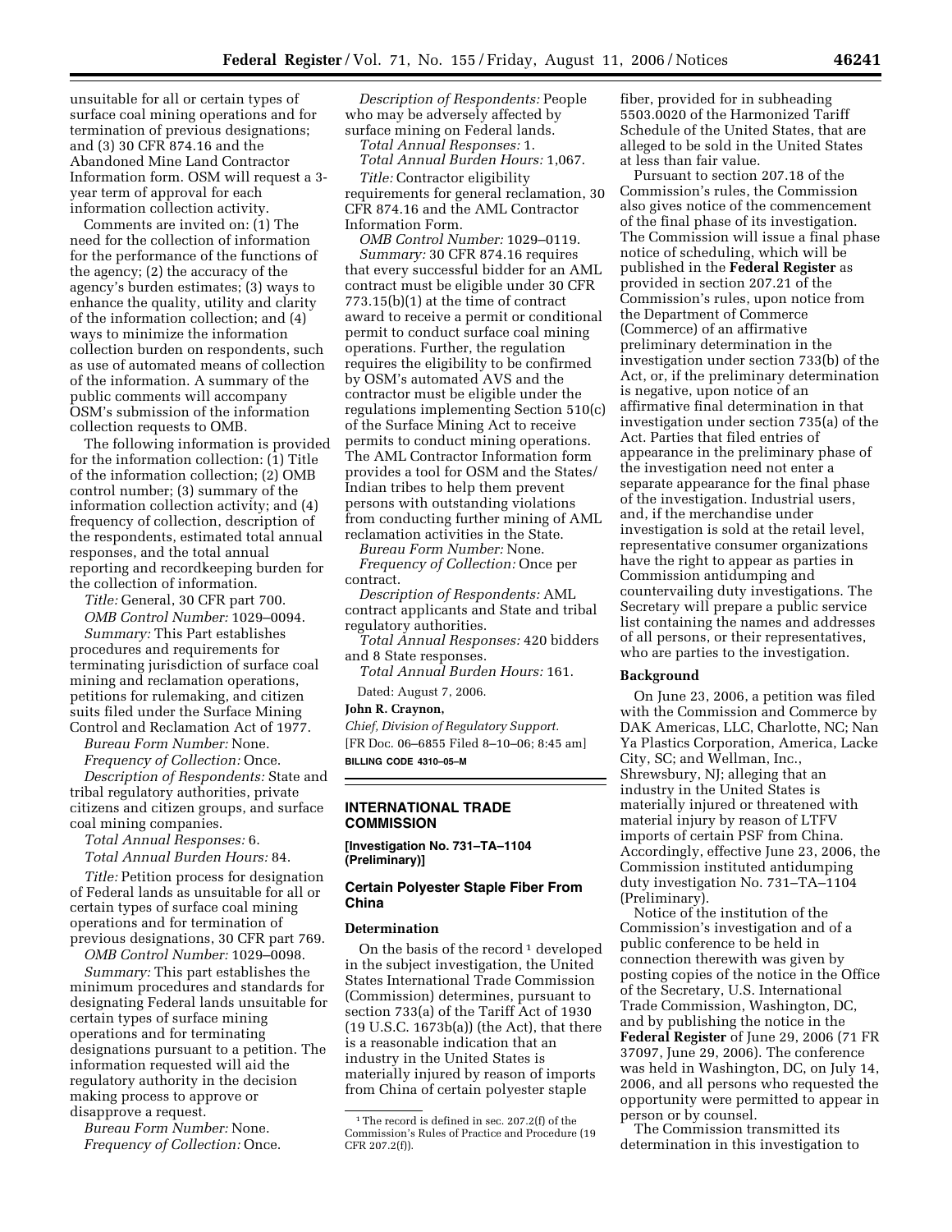unsuitable for all or certain types of surface coal mining operations and for termination of previous designations; and (3) 30 CFR 874.16 and the Abandoned Mine Land Contractor Information form. OSM will request a 3-year term of approval for each information collection activity.

Comments are invited on: (1) The need for the collection of information for the performance of the functions of the agency; (2) the accuracy of the agency's burden estimates; (3) ways to enhance the quality, utility and clarity of the information collection; and (4) ways to minimize the information collection burden on respondents, such as use of automated means of collection of the information. A summary of the public comments will accompany OSM's submission of the information collection requests to OMB.

The following information is provided for the information collection: (1) Title of the information collection; (2) OMB control number; (3) summary of the information collection activity; and (4) frequency of collection, description of the respondents, estimated total annual responses, and the total annual reporting and recordkeeping burden for the collection of information.

*Title:* General, 30 CFR part 700.

*OMB Control Number:* 1029–0094.

*Summary:* This Part establishes procedures and requirements for terminating jurisdiction of surface coal mining and reclamation operations, petitions for rulemaking, and citizen suits filed under the Surface Mining Control and Reclamation Act of 1977.

*Bureau Form Number:* None.

*Frequency of Collection:* Once.

*Description of Respondents:* State and tribal regulatory authorities, private citizens and citizen groups, and surface coal mining companies.

*Total Annual Responses:* 6.

*Total Annual Burden Hours:* 84.

*Title:* Petition process for designation of Federal lands as unsuitable for all or certain types of surface coal mining operations and for termination of previous designations, 30 CFR part 769.

*OMB Control Number:* 1029–0098.

*Summary:* This part establishes the minimum procedures and standards for designating Federal lands unsuitable for certain types of surface mining operations and for terminating designations pursuant to a petition. The information requested will aid the regulatory authority in the decision making process to approve or disapprove a request.

*Bureau Form Number:* None.

*Frequency of Collection:* Once.

*Description of Respondents:* People who may be adversely affected by surface mining on Federal lands.

*Total Annual Responses:* 1.

*Total Annual Burden Hours:* 1,067.

*Title:* Contractor eligibility requirements for general reclamation, 30 CFR 874.16 and the AML Contractor Information Form.

*OMB Control Number:* 1029–0119.

*Summary:* 30 CFR 874.16 requires that every successful bidder for an AML contract must be eligible under 30 CFR 773.15(b)(1) at the time of contract award to receive a permit or conditional permit to conduct surface coal mining operations. Further, the regulation requires the eligibility to be confirmed by OSM's automated AVS and the contractor must be eligible under the regulations implementing Section 510(c) of the Surface Mining Act to receive permits to conduct mining operations. The AML Contractor Information form provides a tool for OSM and the States/Indian tribes to help them prevent persons with outstanding violations from conducting further mining of AML reclamation activities in the State.

*Bureau Form Number:* None.

*Frequency of Collection:* Once per contract.

*Description of Respondents:* AML contract applicants and State and tribal regulatory authorities.

*Total Annual Responses:* 420 bidders and 8 State responses.

*Total Annual Burden Hours:* 161.

Dated: August 7, 2006.

**John R. Craynon,**

*Chief, Division of Regulatory Support.*

[FR Doc. 06–6855 Filed 8–10–06; 8:45 am]

**BILLING CODE 4310–05–M**

## INTERNATIONAL TRADE COMMISSION

**[Investigation No. 731–TA–1104 (Preliminary)]**

## Certain Polyester Staple Fiber From China

### Determination

On the basis of the record [1] developed in the subject investigation, the United States International Trade Commission (Commission) determines, pursuant to section 733(a) of the Tariff Act of 1930 (19 U.S.C. 1673b(a)) (the Act), that there is a reasonable indication that an industry in the United States is materially injured by reason of imports from China of certain polyester staple fiber, provided for in subheading 5503.0020 of the Harmonized Tariff Schedule of the United States, that are alleged to be sold in the United States at less than fair value.

[1] The record is defined in sec. 207.2(f) of the Commission's Rules of Practice and Procedure (19 CFR 207.2(f)).

Pursuant to section 207.18 of the Commission's rules, the Commission also gives notice of the commencement of the final phase of its investigation. The Commission will issue a final phase notice of scheduling, which will be published in the **Federal Register** as provided in section 207.21 of the Commission's rules, upon notice from the Department of Commerce (Commerce) of an affirmative preliminary determination in the investigation under section 733(b) of the Act, or, if the preliminary determination is negative, upon notice of an affirmative final determination in that investigation under section 735(a) of the Act. Parties that filed entries of appearance in the preliminary phase of the investigation need not enter a separate appearance for the final phase of the investigation. Industrial users, and, if the merchandise under investigation is sold at the retail level, representative consumer organizations have the right to appear as parties in Commission antidumping and countervailing duty investigations. The Secretary will prepare a public service list containing the names and addresses of all persons, or their representatives, who are parties to the investigation.

### Background

On June 23, 2006, a petition was filed with the Commission and Commerce by DAK Americas, LLC, Charlotte, NC; Nan Ya Plastics Corporation, America, Lacke City, SC; and Wellman, Inc., Shrewsbury, NJ; alleging that an industry in the United States is materially injured or threatened with material injury by reason of LTFV imports of certain PSF from China. Accordingly, effective June 23, 2006, the Commission instituted antidumping duty investigation No. 731–TA–1104 (Preliminary).

Notice of the institution of the Commission's investigation and of a public conference to be held in connection therewith was given by posting copies of the notice in the Office of the Secretary, U.S. International Trade Commission, Washington, DC, and by publishing the notice in the **Federal Register** of June 29, 2006 (71 FR 37097, June 29, 2006). The conference was held in Washington, DC, on July 14, 2006, and all persons who requested the opportunity were permitted to appear in person or by counsel.

The Commission transmitted its determination in this investigation to